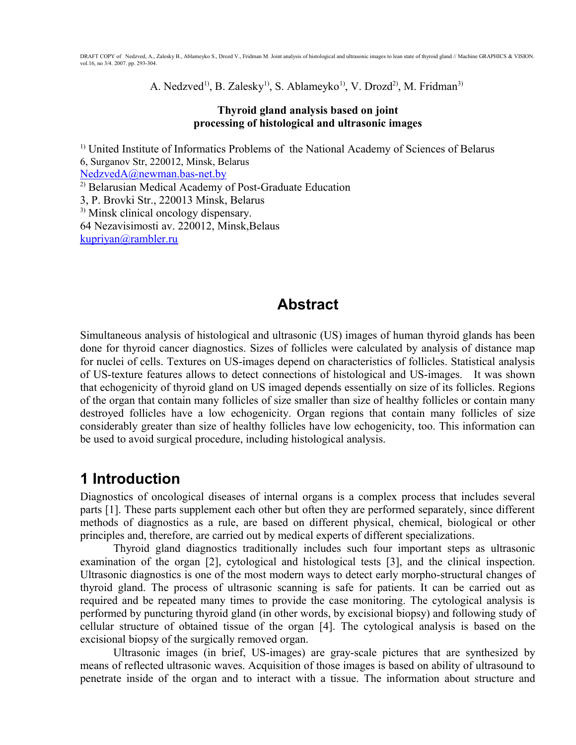DRAFT COPY of Nedzved, A., Zalesky B., Ablameyko S., Drozd V., Fridman M. Joint analysis of histological and ultrasonic images to lean state of thyroid gland // Machine GRAPHICS & VISION. vol.16, no 3/4. 2007. pp. 293-304.

A. Nedzved[1], B. Zalesky[1], S. Ablameyko[1], V. Drozd[2], M. Fridman[3]

**Thyroid gland analysis based on joint processing of histological and ultrasonic images**

[1] United Institute of Informatics Problems of the National Academy of Sciences of Belarus
6, Surganov Str, 220012, Minsk, Belarus
NedzvedA@newman.bas-net.by
[2] Belarusian Medical Academy of Post-Graduate Education
3, P. Brovki Str., 220013 Minsk, Belarus
[3] Minsk clinical oncology dispensary.
64 Nezavisimosti av. 220012, Minsk,Belaus
kupriyan@rambler.ru

## Abstract

Simultaneous analysis of histological and ultrasonic (US) images of human thyroid glands has been done for thyroid cancer diagnostics. Sizes of follicles were calculated by analysis of distance map for nuclei of cells. Textures on US-images depend on characteristics of follicles. Statistical analysis of US-texture features allows to detect connections of histological and US-images. It was shown that echogenicity of thyroid gland on US imaged depends essentially on size of its follicles. Regions of the organ that contain many follicles of size smaller than size of healthy follicles or contain many destroyed follicles have a low echogenicity. Organ regions that contain many follicles of size considerably greater than size of healthy follicles have low echogenicity, too. This information can be used to avoid surgical procedure, including histological analysis.

## 1 Introduction

Diagnostics of oncological diseases of internal organs is a complex process that includes several parts [1]. These parts supplement each other but often they are performed separately, since different methods of diagnostics as a rule, are based on different physical, chemical, biological or other principles and, therefore, are carried out by medical experts of different specializations.

Thyroid gland diagnostics traditionally includes such four important steps as ultrasonic examination of the organ [2], cytological and histological tests [3], and the clinical inspection. Ultrasonic diagnostics is one of the most modern ways to detect early morpho-structural changes of thyroid gland. The process of ultrasonic scanning is safe for patients. It can be carried out as required and be repeated many times to provide the case monitoring. The cytological analysis is performed by puncturing thyroid gland (in other words, by excisional biopsy) and following study of cellular structure of obtained tissue of the organ [4]. The cytological analysis is based on the excisional biopsy of the surgically removed organ.

Ultrasonic images (in brief, US-images) are gray-scale pictures that are synthesized by means of reflected ultrasonic waves. Acquisition of those images is based on ability of ultrasound to penetrate inside of the organ and to interact with a tissue. The information about structure and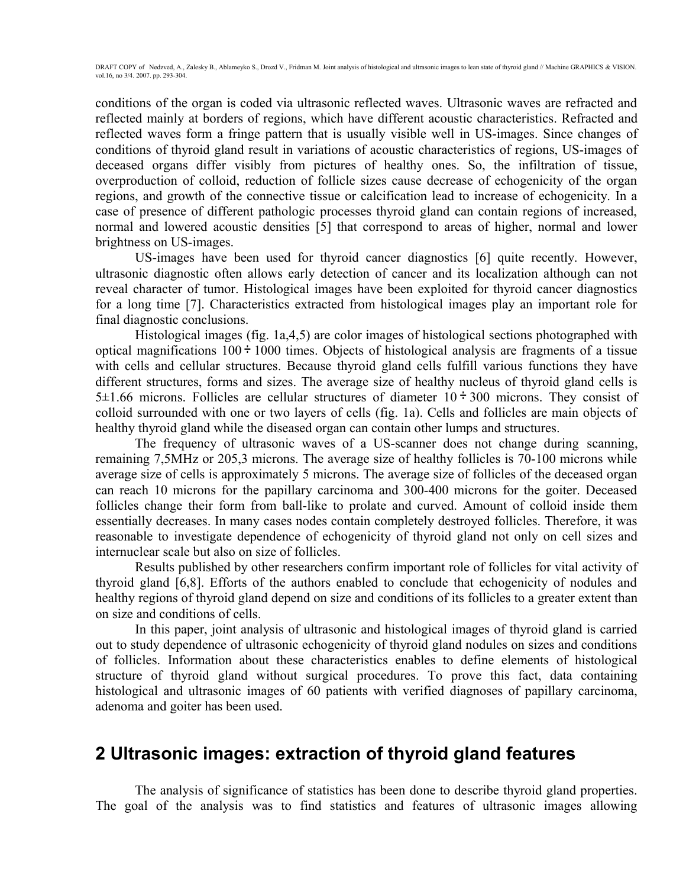conditions of the organ is coded via ultrasonic reflected waves. Ultrasonic waves are refracted and reflected mainly at borders of regions, which have different acoustic characteristics. Refracted and reflected waves form a fringe pattern that is usually visible well in US-images. Since changes of conditions of thyroid gland result in variations of acoustic characteristics of regions, US-images of deceased organs differ visibly from pictures of healthy ones. So, the infiltration of tissue, overproduction of colloid, reduction of follicle sizes cause decrease of echogenicity of the organ regions, and growth of the connective tissue or calcification lead to increase of echogenicity. In a case of presence of different pathologic processes thyroid gland can contain regions of increased, normal and lowered acoustic densities [5] that correspond to areas of higher, normal and lower brightness on US-images.

US-images have been used for thyroid cancer diagnostics [6] quite recently. However, ultrasonic diagnostic often allows early detection of cancer and its localization although can not reveal character of tumor. Histological images have been exploited for thyroid cancer diagnostics for a long time [7]. Characteristics extracted from histological images play an important role for final diagnostic conclusions.

Histological images (fig. 1a,4,5) are color images of histological sections photographed with optical magnifications $100 \div 1000$ times. Objects of histological analysis are fragments of a tissue with cells and cellular structures. Because thyroid gland cells fulfill various functions they have different structures, forms and sizes. The average size of healthy nucleus of thyroid gland cells is $5 \pm 1.66$ microns. Follicles are cellular structures of diameter $10 \div 300$ microns. They consist of colloid surrounded with one or two layers of cells (fig. 1a). Cells and follicles are main objects of healthy thyroid gland while the diseased organ can contain other lumps and structures.

The frequency of ultrasonic waves of a US-scanner does not change during scanning, remaining 7,5MHz or 205,3 microns. The average size of healthy follicles is 70-100 microns while average size of cells is approximately 5 microns. The average size of follicles of the deceased organ can reach 10 microns for the papillary carcinoma and 300-400 microns for the goiter. Deceased follicles change their form from ball-like to prolate and curved. Amount of colloid inside them essentially decreases. In many cases nodes contain completely destroyed follicles. Therefore, it was reasonable to investigate dependence of echogenicity of thyroid gland not only on cell sizes and internuclear scale but also on size of follicles.

Results published by other researchers confirm important role of follicles for vital activity of thyroid gland [6,8]. Efforts of the authors enabled to conclude that echogenicity of nodules and healthy regions of thyroid gland depend on size and conditions of its follicles to a greater extent than on size and conditions of cells.

In this paper, joint analysis of ultrasonic and histological images of thyroid gland is carried out to study dependence of ultrasonic echogenicity of thyroid gland nodules on sizes and conditions of follicles. Information about these characteristics enables to define elements of histological structure of thyroid gland without surgical procedures. To prove this fact, data containing histological and ultrasonic images of 60 patients with verified diagnoses of papillary carcinoma, adenoma and goiter has been used.

## 2 Ultrasonic images: extraction of thyroid gland features

The analysis of significance of statistics has been done to describe thyroid gland properties. The goal of the analysis was to find statistics and features of ultrasonic images allowing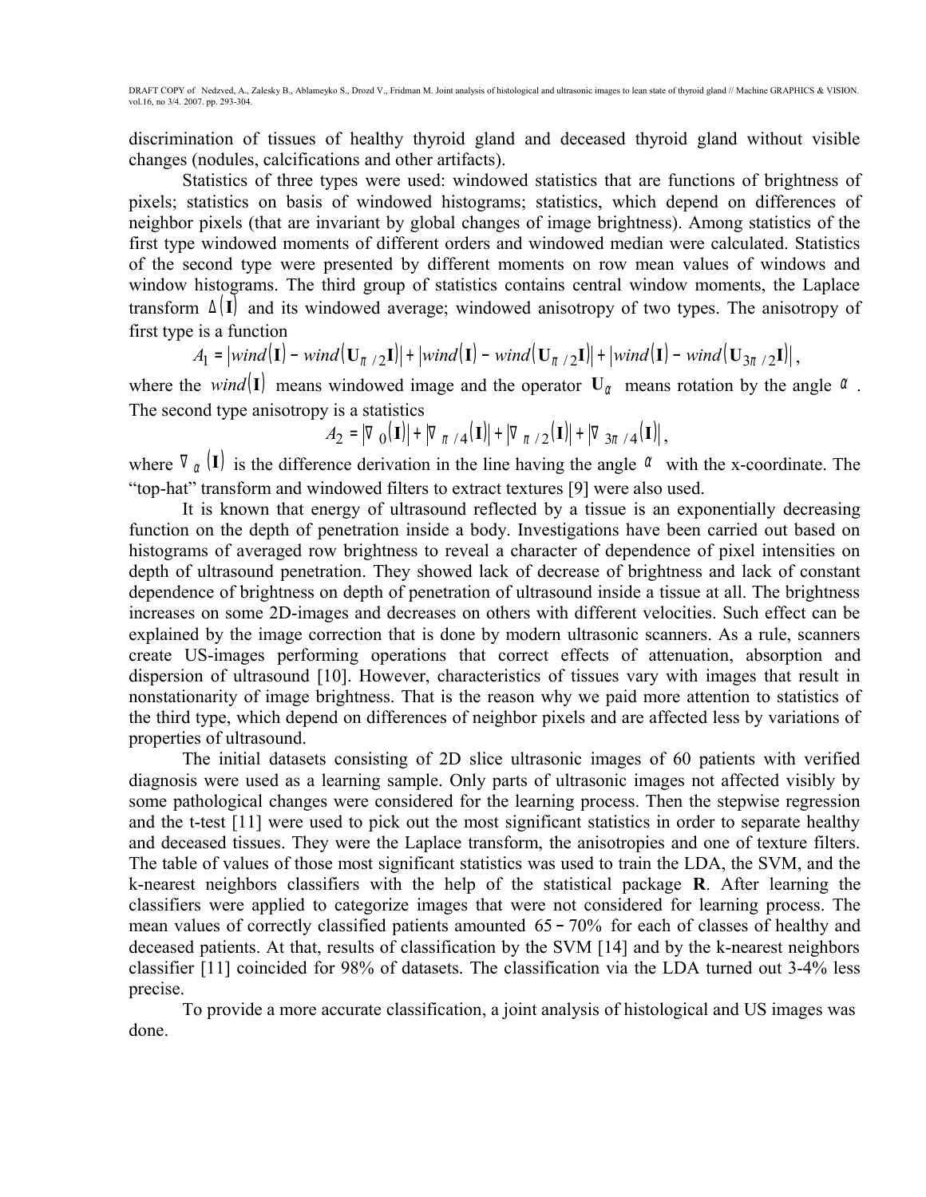discrimination of tissues of healthy thyroid gland and deceased thyroid gland without visible changes (nodules, calcifications and other artifacts).

Statistics of three types were used: windowed statistics that are functions of brightness of pixels; statistics on basis of windowed histograms; statistics, which depend on differences of neighbor pixels (that are invariant by global changes of image brightness). Among statistics of the first type windowed moments of different orders and windowed median were calculated. Statistics of the second type were presented by different moments on row mean values of windows and window histograms. The third group of statistics contains central window moments, the Laplace transform $\Delta(\mathbf{I})$ and its windowed average; windowed anisotropy of two types. The anisotropy of first type is a function

$$A_1 = |wind(\mathbf{I}) - wind(\mathbf{U}_{\pi/2}\mathbf{I})| + |wind(\mathbf{I}) - wind(\mathbf{U}_{\pi/2}\mathbf{I})| + |wind(\mathbf{I}) - wind(\mathbf{U}_{3\pi/2}\mathbf{I})|,$$

where the $wind(\mathbf{I})$ means windowed image and the operator $\mathbf{U}_\alpha$ means rotation by the angle $\alpha$. The second type anisotropy is a statistics

$$A_2 = |\nabla_0(\mathbf{I})| + |\nabla_{\pi/4}(\mathbf{I})| + |\nabla_{\pi/2}(\mathbf{I})| + |\nabla_{3\pi/4}(\mathbf{I})|,$$

where $\nabla_\alpha(\mathbf{I})$ is the difference derivation in the line having the angle $\alpha$ with the x-coordinate. The “top-hat” transform and windowed filters to extract textures [9] were also used.

It is known that energy of ultrasound reflected by a tissue is an exponentially decreasing function on the depth of penetration inside a body. Investigations have been carried out based on histograms of averaged row brightness to reveal a character of dependence of pixel intensities on depth of ultrasound penetration. They showed lack of decrease of brightness and lack of constant dependence of brightness on depth of penetration of ultrasound inside a tissue at all. The brightness increases on some 2D-images and decreases on others with different velocities. Such effect can be explained by the image correction that is done by modern ultrasonic scanners. As a rule, scanners create US-images performing operations that correct effects of attenuation, absorption and dispersion of ultrasound [10]. However, characteristics of tissues vary with images that result in nonstationarity of image brightness. That is the reason why we paid more attention to statistics of the third type, which depend on differences of neighbor pixels and are affected less by variations of properties of ultrasound.

The initial datasets consisting of 2D slice ultrasonic images of 60 patients with verified diagnosis were used as a learning sample. Only parts of ultrasonic images not affected visibly by some pathological changes were considered for the learning process. Then the stepwise regression and the t-test [11] were used to pick out the most significant statistics in order to separate healthy and deceased tissues. They were the Laplace transform, the anisotropies and one of texture filters. The table of values of those most significant statistics was used to train the LDA, the SVM, and the k-nearest neighbors classifiers with the help of the statistical package **R**. After learning the classifiers were applied to categorize images that were not considered for learning process. The mean values of correctly classified patients amounted $65-70\%$ for each of classes of healthy and deceased patients. At that, results of classification by the SVM [14] and by the k-nearest neighbors classifier [11] coincided for 98% of datasets. The classification via the LDA turned out 3-4% less precise.

To provide a more accurate classification, a joint analysis of histological and US images was done.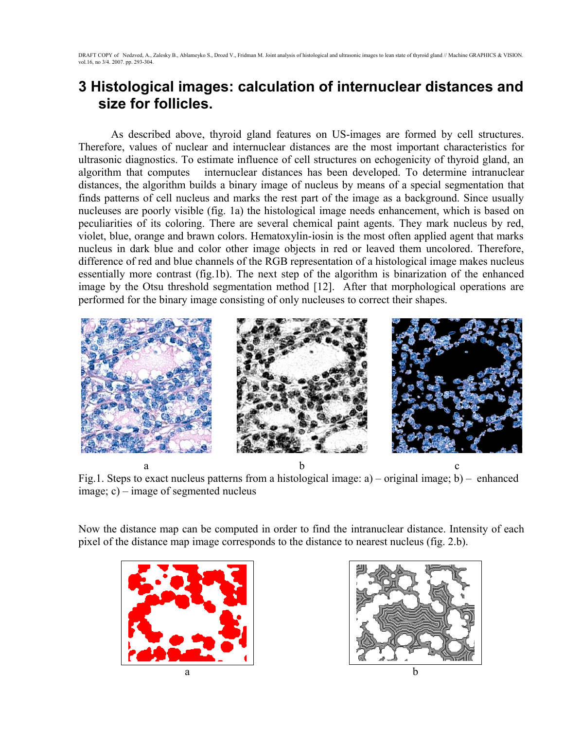# 3 Histological images: calculation of internuclear distances and size for follicles.

As described above, thyroid gland features on US-images are formed by cell structures. Therefore, values of nuclear and internuclear distances are the most important characteristics for ultrasonic diagnostics. To estimate influence of cell structures on echogenicity of thyroid gland, an algorithm that computes internuclear distances has been developed. To determine intranuclear distances, the algorithm builds a binary image of nucleus by means of a special segmentation that finds patterns of cell nucleus and marks the rest part of the image as a background. Since usually nucleuses are poorly visible (fig. 1a) the histological image needs enhancement, which is based on peculiarities of its coloring. There are several chemical paint agents. They mark nucleus by red, violet, blue, orange and brawn colors. Hematoxylin-iosin is the most often applied agent that marks nucleus in dark blue and color other image objects in red or leaved them uncolored. Therefore, difference of red and blue channels of the RGB representation of a histological image makes nucleus essentially more contrast (fig.1b). The next step of the algorithm is binarization of the enhanced image by the Otsu threshold segmentation method [12]. After that morphological operations are performed for the binary image consisting of only nucleuses to correct their shapes.

a b c

Fig.1. Steps to exact nucleus patterns from a histological image: a) – original image; b) – enhanced image; c) – image of segmented nucleus

Now the distance map can be computed in order to find the intranuclear distance. Intensity of each pixel of the distance map image corresponds to the distance to nearest nucleus (fig. 2.b).

a b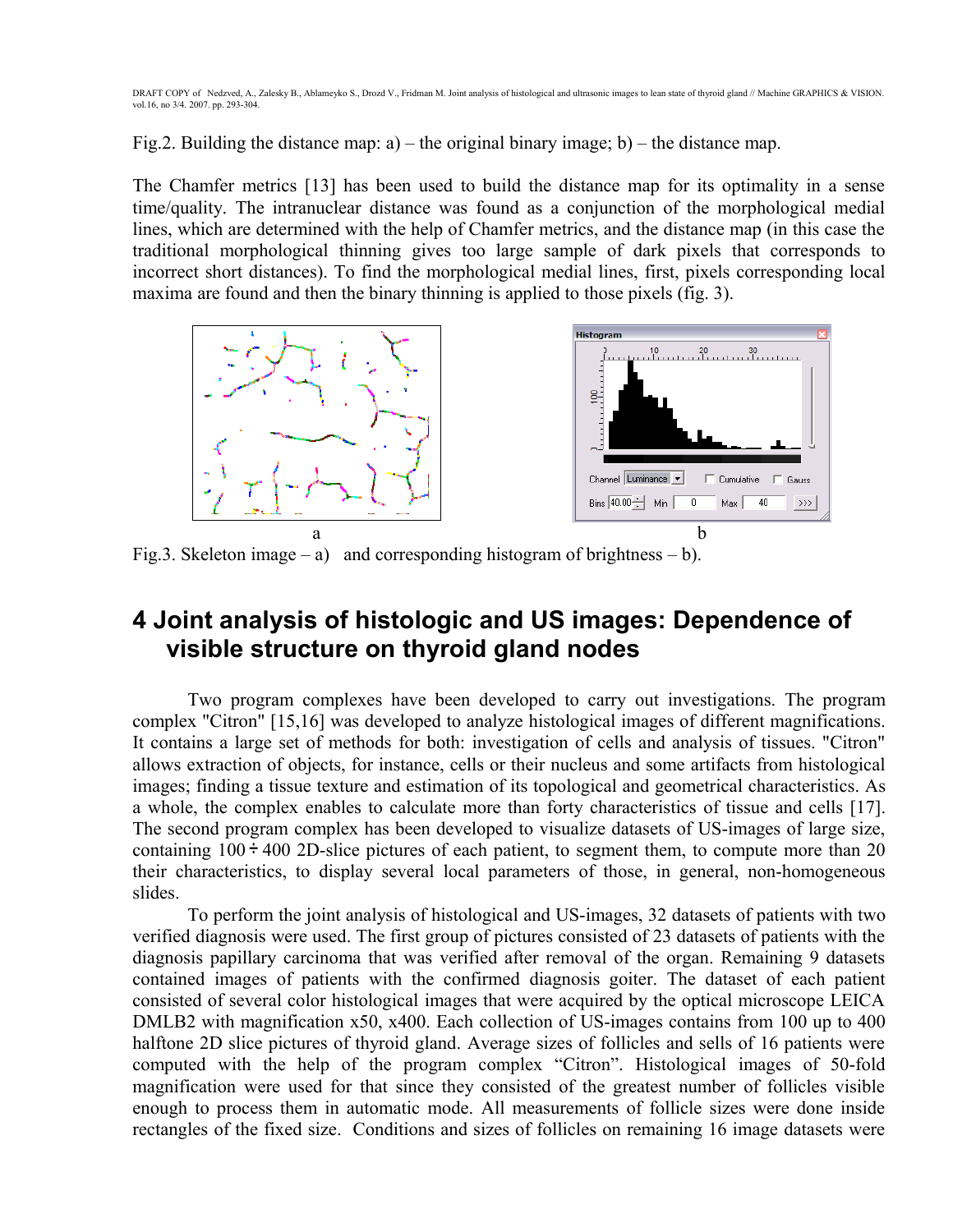Fig.2. Building the distance map: a) – the original binary image; b) – the distance map.

The Chamfer metrics [13] has been used to build the distance map for its optimality in a sense time/quality. The intranuclear distance was found as a conjunction of the morphological medial lines, which are determined with the help of Chamfer metrics, and the distance map (in this case the traditional morphological thinning gives too large sample of dark pixels that corresponds to incorrect short distances). To find the morphological medial lines, first, pixels corresponding local maxima are found and then the binary thinning is applied to those pixels (fig. 3).

Fig.3. Skeleton image – a) and corresponding histogram of brightness – b).

# 4 Joint analysis of histologic and US images: Dependence of visible structure on thyroid gland nodes

Two program complexes have been developed to carry out investigations. The program complex "Citron" [15,16] was developed to analyze histological images of different magnifications. It contains a large set of methods for both: investigation of cells and analysis of tissues. "Citron" allows extraction of objects, for instance, cells or their nucleus and some artifacts from histological images; finding a tissue texture and estimation of its topological and geometrical characteristics. As a whole, the complex enables to calculate more than forty characteristics of tissue and cells [17]. The second program complex has been developed to visualize datasets of US-images of large size, containing 100 ÷ 400 2D-slice pictures of each patient, to segment them, to compute more than 20 their characteristics, to display several local parameters of those, in general, non-homogeneous slides.

To perform the joint analysis of histological and US-images, 32 datasets of patients with two verified diagnosis were used. The first group of pictures consisted of 23 datasets of patients with the diagnosis papillary carcinoma that was verified after removal of the organ. Remaining 9 datasets contained images of patients with the confirmed diagnosis goiter. The dataset of each patient consisted of several color histological images that were acquired by the optical microscope LEICA DMLB2 with magnification x50, x400. Each collection of US-images contains from 100 up to 400 halftone 2D slice pictures of thyroid gland. Average sizes of follicles and sells of 16 patients were computed with the help of the program complex "Citron". Histological images of 50-fold magnification were used for that since they consisted of the greatest number of follicles visible enough to process them in automatic mode. All measurements of follicle sizes were done inside rectangles of the fixed size. Conditions and sizes of follicles on remaining 16 image datasets were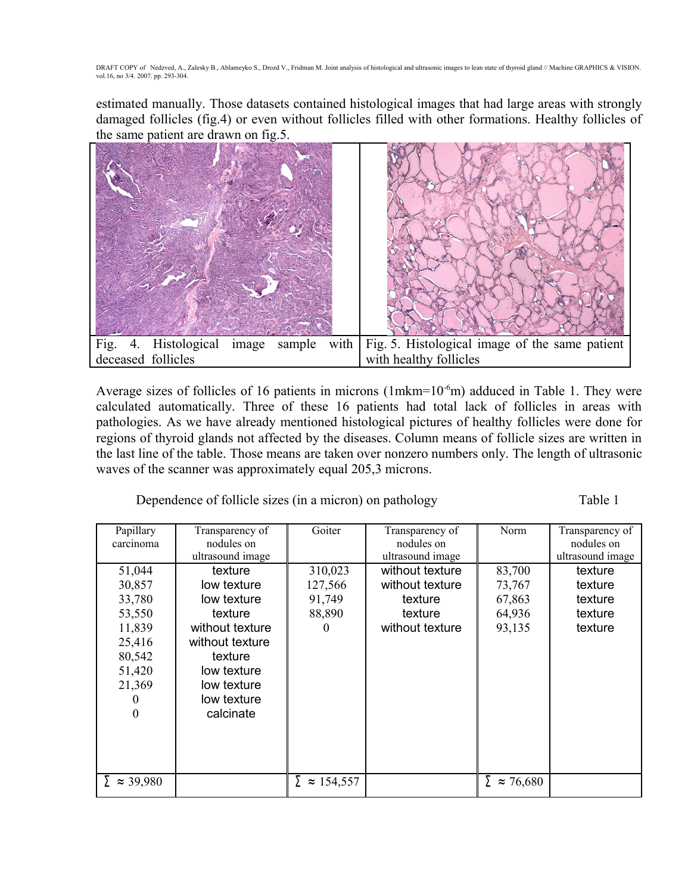estimated manually. Those datasets contained histological images that had large areas with strongly damaged follicles (fig.4) or even without follicles filled with other formations. Healthy follicles of the same patient are drawn on fig.5.

| Fig. 4. Histological image sample with deceased follicles | Fig. 5. Histological image of the same patient with healthy follicles |
|---|---|

Average sizes of follicles of 16 patients in microns (1mkm=$10^{-6}$m) adduced in Table 1. They were calculated automatically. Three of these 16 patients had total lack of follicles in areas with pathologies. As we have already mentioned histological pictures of healthy follicles were done for regions of thyroid glands not affected by the diseases. Column means of follicle sizes are written in the last line of the table. Those means are taken over nonzero numbers only. The length of ultrasonic waves of the scanner was approximately equal 205,3 microns.

Dependence of follicle sizes (in a micron) on pathology — Table 1

| Papillary carcinoma | Transparency of nodules on ultrasound image | Goiter | Transparency of nodules on ultrasound image | Norm | Transparency of nodules on ultrasound image |
|---|---|---|---|---|---|
| 51,044 | texture | 310,023 | without texture | 83,700 | texture |
| 30,857 | low texture | 127,566 | without texture | 73,767 | texture |
| 33,780 | low texture | 91,749 | texture | 67,863 | texture |
| 53,550 | texture | 88,890 | texture | 64,936 | texture |
| 11,839 | without texture | 0 | without texture | 93,135 | texture |
| 25,416 | without texture | | | | |
| 80,542 | texture | | | | |
| 51,420 | low texture | | | | |
| 21,369 | low texture | | | | |
| 0 | low texture | | | | |
| 0 | calcinate | | | | |
| ∑ ≈ 39,980 | | ∑ ≈ 154,557 | | ∑ ≈ 76,680 | |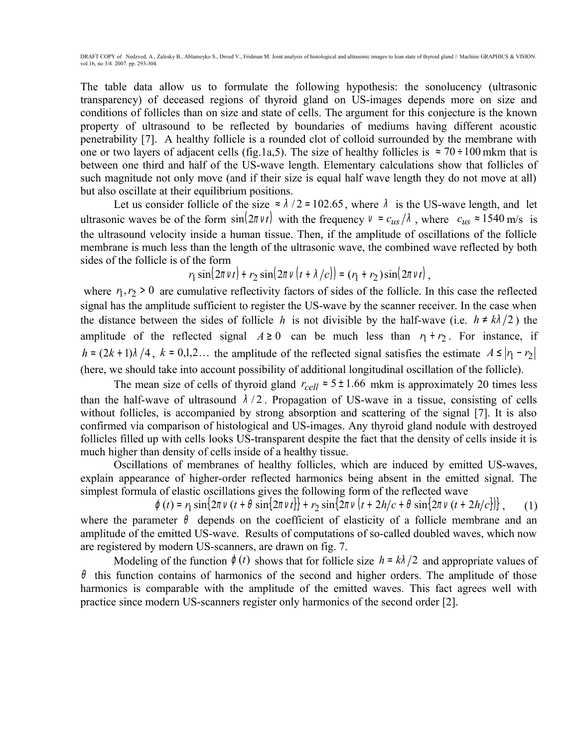The table data allow us to formulate the following hypothesis: the sonolucency (ultrasonic transparency) of deceased regions of thyroid gland on US-images depends more on size and conditions of follicles than on size and state of cells. The argument for this conjecture is the known property of ultrasound to be reflected by boundaries of mediums having different acoustic penetrability [7]. A healthy follicle is a rounded clot of colloid surrounded by the membrane with one or two layers of adjacent cells (fig.1a,5). The size of healthy follicles is $\approx 70 \div 100$ mkm that is between one third and half of the US-wave length. Elementary calculations show that follicles of such magnitude not only move (and if their size is equal half wave length they do not move at all) but also oscillate at their equilibrium positions.

Let us consider follicle of the size $\approx \lambda/2 = 102.65$, where $\lambda$ is the US-wave length, and let ultrasonic waves be of the form $\sin(2\pi\nu t)$ with the frequency $\nu = c_{us}/\lambda$, where $c_{us} \approx 1540$ m/s is the ultrasound velocity inside a human tissue. Then, if the amplitude of oscillations of the follicle membrane is much less than the length of the ultrasonic wave, the combined wave reflected by both sides of the follicle is of the form

$$r_1 \sin(2\pi\nu t) + r_2 \sin(2\pi\nu(t + \lambda/c)) = (r_1 + r_2)\sin(2\pi\nu t),$$

where $r_1, r_2 > 0$ are cumulative reflectivity factors of sides of the follicle. In this case the reflected signal has the amplitude sufficient to register the US-wave by the scanner receiver. In the case when the distance between the sides of follicle $h$ is not divisible by the half-wave (i.e. $h \neq k\lambda/2$) the amplitude of the reflected signal $A \geq 0$ can be much less than $r_1 + r_2$. For instance, if $h = (2k+1)\lambda/4$, $k = 0,1,2\ldots$ the amplitude of the reflected signal satisfies the estimate $A \leq |r_1 - r_2|$ (here, we should take into account possibility of additional longitudinal oscillation of the follicle).

The mean size of cells of thyroid gland $r_{cell} \approx 5 \pm 1.66$ mkm is approximately 20 times less than the half-wave of ultrasound $\lambda/2$. Propagation of US-wave in a tissue, consisting of cells without follicles, is accompanied by strong absorption and scattering of the signal [7]. It is also confirmed via comparison of histological and US-images. Any thyroid gland nodule with destroyed follicles filled up with cells looks US-transparent despite the fact that the density of cells inside it is much higher than density of cells inside of a healthy tissue.

Oscillations of membranes of healthy follicles, which are induced by emitted US-waves, explain appearance of higher-order reflected harmonics being absent in the emitted signal. The simplest formula of elastic oscillations gives the following form of the reflected wave

$$\phi(t) = r_1 \sin\{2\pi\nu(t + \theta\sin\{2\pi\nu t\}\} + r_2 \sin\{2\pi\nu(t + 2h/c + \theta\sin\{2\pi\nu(t + 2h/c\}\}\}, \qquad (1)$$

where the parameter $\theta$ depends on the coefficient of elasticity of a follicle membrane and an amplitude of the emitted US-wave. Results of computations of so-called doubled waves, which now are registered by modern US-scanners, are drawn on fig. 7.

Modeling of the function $\phi(t)$ shows that for follicle size $h = k\lambda/2$ and appropriate values of $\theta$ this function contains of harmonics of the second and higher orders. The amplitude of those harmonics is comparable with the amplitude of the emitted waves. This fact agrees well with practice since modern US-scanners register only harmonics of the second order [2].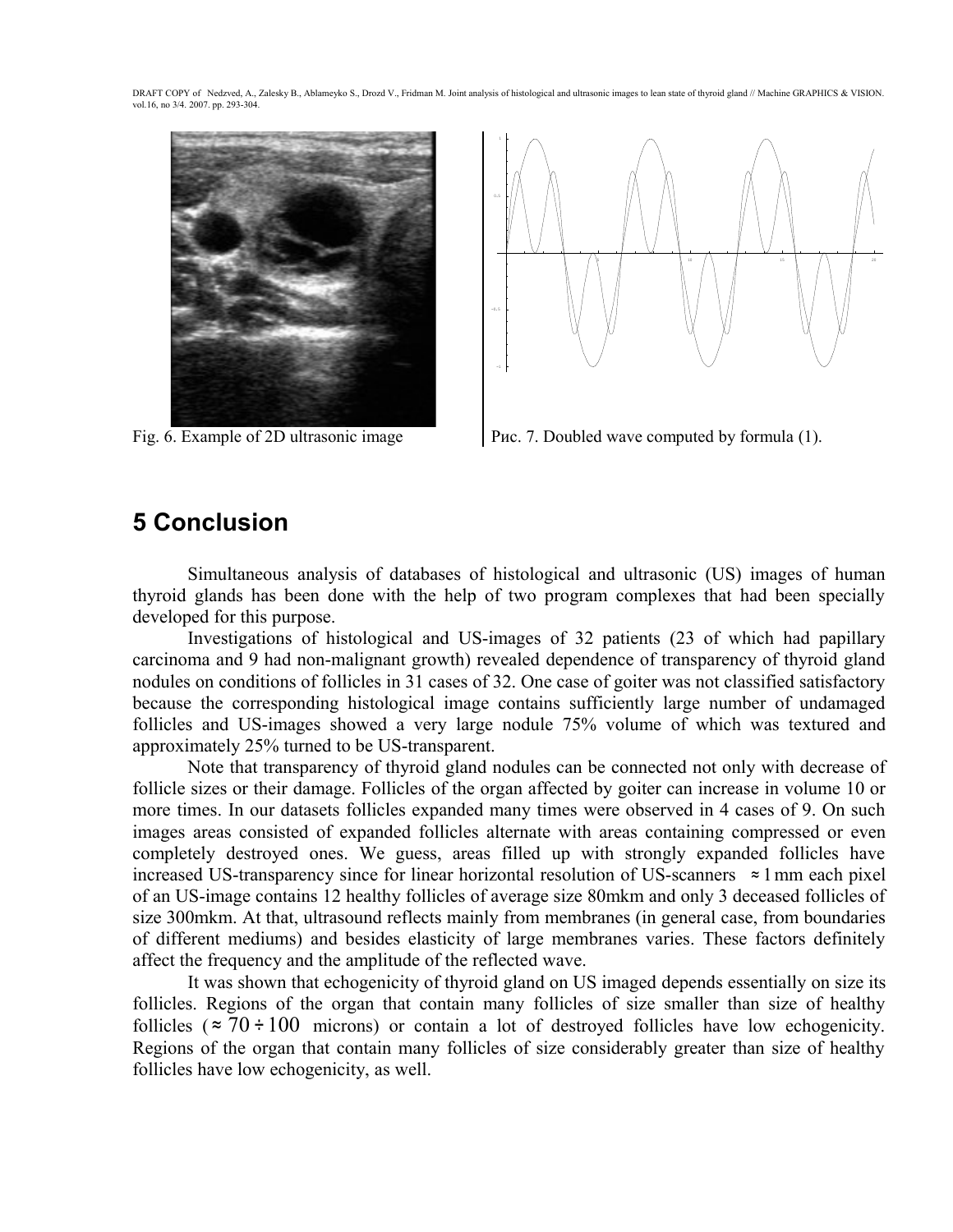Fig. 6. Example of 2D ultrasonic image

Рис. 7. Doubled wave computed by formula (1).

# 5 Conclusion

Simultaneous analysis of databases of histological and ultrasonic (US) images of human thyroid glands has been done with the help of two program complexes that had been specially developed for this purpose.

Investigations of histological and US-images of 32 patients (23 of which had papillary carcinoma and 9 had non-malignant growth) revealed dependence of transparency of thyroid gland nodules on conditions of follicles in 31 cases of 32. One case of goiter was not classified satisfactory because the corresponding histological image contains sufficiently large number of undamaged follicles and US-images showed a very large nodule 75% volume of which was textured and approximately 25% turned to be US-transparent.

Note that transparency of thyroid gland nodules can be connected not only with decrease of follicle sizes or their damage. Follicles of the organ affected by goiter can increase in volume 10 or more times. In our datasets follicles expanded many times were observed in 4 cases of 9. On such images areas consisted of expanded follicles alternate with areas containing compressed or even completely destroyed ones. We guess, areas filled up with strongly expanded follicles have increased US-transparency since for linear horizontal resolution of US-scanners $\approx 1$ mm each pixel of an US-image contains 12 healthy follicles of average size 80mkm and only 3 deceased follicles of size 300mkm. At that, ultrasound reflects mainly from membranes (in general case, from boundaries of different mediums) and besides elasticity of large membranes varies. These factors definitely affect the frequency and the amplitude of the reflected wave.

It was shown that echogenicity of thyroid gland on US imaged depends essentially on size its follicles. Regions of the organ that contain many follicles of size smaller than size of healthy follicles ($\approx 70 \div 100$ microns) or contain a lot of destroyed follicles have low echogenicity. Regions of the organ that contain many follicles of size considerably greater than size of healthy follicles have low echogenicity, as well.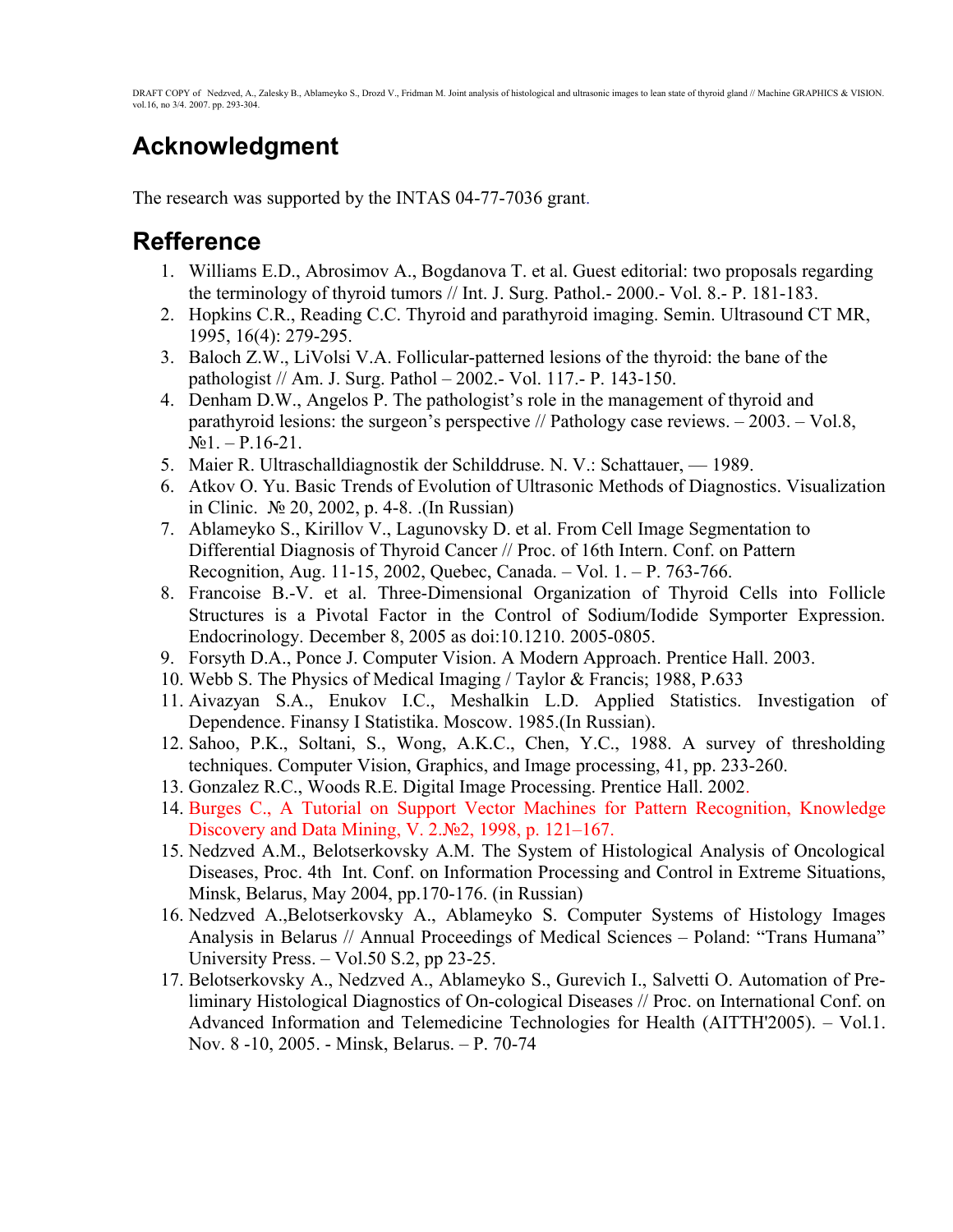## Acknowledgment

The research was supported by the INTAS 04-77-7036 grant.

## Refference

1. Williams E.D., Abrosimov A., Bogdanova T. et al. Guest editorial: two proposals regarding the terminology of thyroid tumors // Int. J. Surg. Pathol.- 2000.- Vol. 8.- P. 181-183.
2. Hopkins C.R., Reading C.C. Thyroid and parathyroid imaging. Semin. Ultrasound CT MR, 1995, 16(4): 279-295.
3. Baloch Z.W., LiVolsi V.A. Follicular-patterned lesions of the thyroid: the bane of the pathologist // Am. J. Surg. Pathol – 2002.- Vol. 117.- P. 143-150.
4. Denham D.W., Angelos P. The pathologist's role in the management of thyroid and parathyroid lesions: the surgeon's perspective // Pathology case reviews. – 2003. – Vol.8, №1. – P.16-21.
5. Maier R. Ultraschalldiagnostik der Schilddruse. N. V.: Schattauer, — 1989.
6. Atkov O. Yu. Basic Trends of Evolution of Ultrasonic Methods of Diagnostics. Visualization in Clinic. № 20, 2002, p. 4-8. .(In Russian)
7. Ablameyko S., Kirillov V., Lagunovsky D. et al. From Cell Image Segmentation to Differential Diagnosis of Thyroid Cancer // Proc. of 16th Intern. Conf. on Pattern Recognition, Aug. 11-15, 2002, Quebec, Canada. – Vol. 1. – P. 763-766.
8. Francoise B.-V. et al. Three-Dimensional Organization of Thyroid Cells into Follicle Structures is a Pivotal Factor in the Control of Sodium/Iodide Symporter Expression. Endocrinology. December 8, 2005 as doi:10.1210. 2005-0805.
9. Forsyth D.A., Ponce J. Computer Vision. A Modern Approach. Prentice Hall. 2003.
10. Webb S. The Physics of Medical Imaging / Taylor & Francis; 1988, P.633
11. Aivazyan S.A., Enukov I.C., Meshalkin L.D. Applied Statistics. Investigation of Dependence. Finansy I Statistika. Moscow. 1985.(In Russian).
12. Sahoo, P.K., Soltani, S., Wong, A.K.C., Chen, Y.C., 1988. A survey of thresholding techniques. Computer Vision, Graphics, and Image processing, 41, pp. 233-260.
13. Gonzalez R.C., Woods R.E. Digital Image Processing. Prentice Hall. 2002.
14. Burges C., A Tutorial on Support Vector Machines for Pattern Recognition, Knowledge Discovery and Data Mining, V. 2.№2, 1998, p. 121–167.
15. Nedzved A.M., Belotserkovsky A.M. The System of Histological Analysis of Oncological Diseases, Proc. 4th Int. Conf. on Information Processing and Control in Extreme Situations, Minsk, Belarus, May 2004, pp.170-176. (in Russian)
16. Nedzved A.,Belotserkovsky A., Ablameyko S. Computer Systems of Histology Images Analysis in Belarus // Annual Proceedings of Medical Sciences – Poland: "Trans Humana" University Press. – Vol.50 S.2, pp 23-25.
17. Belotserkovsky A., Nedzved A., Ablameyko S., Gurevich I., Salvetti O. Automation of Pre-liminary Histological Diagnostics of On-cological Diseases // Proc. on International Conf. on Advanced Information and Telemedicine Technologies for Health (AITTH'2005). – Vol.1. Nov. 8 -10, 2005. - Minsk, Belarus. – P. 70-74